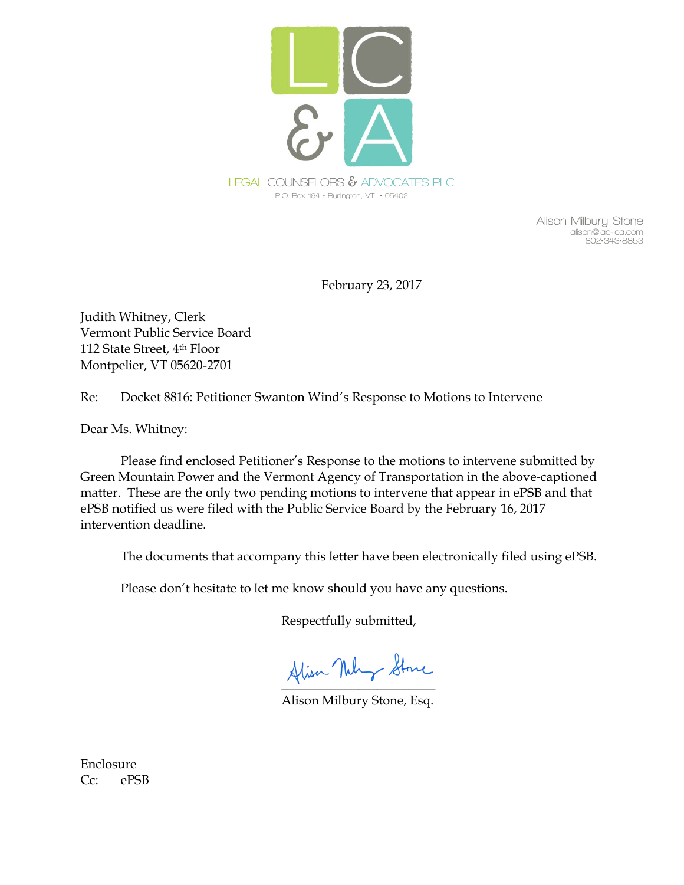LEGAL COUNSELORS & ADVOCATES PLC
P.O. Box 194 • Burlington, VT • 05402

Alison Milbury Stone
alison@lac-lca.com
802•343•8853

February 23, 2017

Judith Whitney, Clerk
Vermont Public Service Board
112 State Street, 4th Floor
Montpelier, VT 05620-2701

Re: Docket 8816: Petitioner Swanton Wind's Response to Motions to Intervene

Dear Ms. Whitney:

Please find enclosed Petitioner's Response to the motions to intervene submitted by Green Mountain Power and the Vermont Agency of Transportation in the above-captioned matter. These are the only two pending motions to intervene that appear in ePSB and that ePSB notified us were filed with the Public Service Board by the February 16, 2017 intervention deadline.

The documents that accompany this letter have been electronically filed using ePSB.

Please don't hesitate to let me know should you have any questions.

Respectfully submitted,

Alison Milbury Stone, Esq.

Enclosure
Cc: ePSB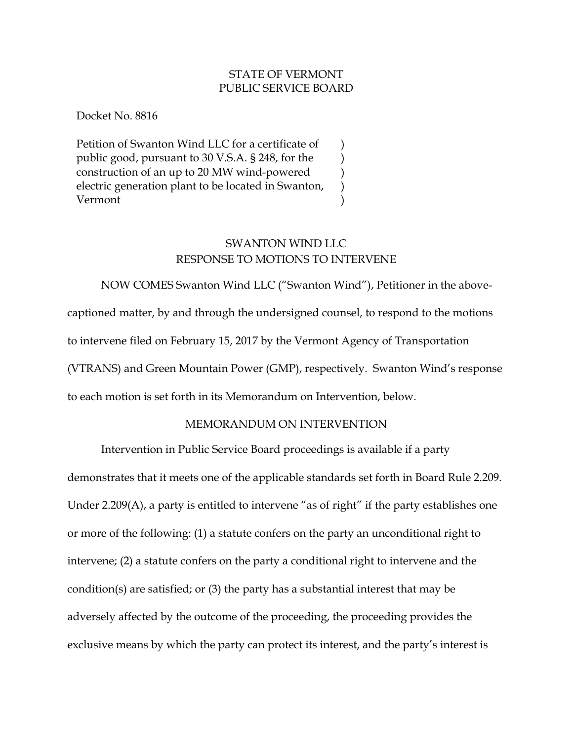STATE OF VERMONT
PUBLIC SERVICE BOARD

Docket No. 8816

Petition of Swanton Wind LLC for a certificate of public good, pursuant to 30 V.S.A. § 248, for the construction of an up to 20 MW wind-powered electric generation plant to be located in Swanton, Vermont )

## SWANTON WIND LLC
## RESPONSE TO MOTIONS TO INTERVENE

NOW COMES Swanton Wind LLC ("Swanton Wind"), Petitioner in the above-captioned matter, by and through the undersigned counsel, to respond to the motions to intervene filed on February 15, 2017 by the Vermont Agency of Transportation (VTRANS) and Green Mountain Power (GMP), respectively. Swanton Wind's response to each motion is set forth in its Memorandum on Intervention, below.

## MEMORANDUM ON INTERVENTION

Intervention in Public Service Board proceedings is available if a party demonstrates that it meets one of the applicable standards set forth in Board Rule 2.209. Under 2.209(A), a party is entitled to intervene "as of right" if the party establishes one or more of the following: (1) a statute confers on the party an unconditional right to intervene; (2) a statute confers on the party a conditional right to intervene and the condition(s) are satisfied; or (3) the party has a substantial interest that may be adversely affected by the outcome of the proceeding, the proceeding provides the exclusive means by which the party can protect its interest, and the party's interest is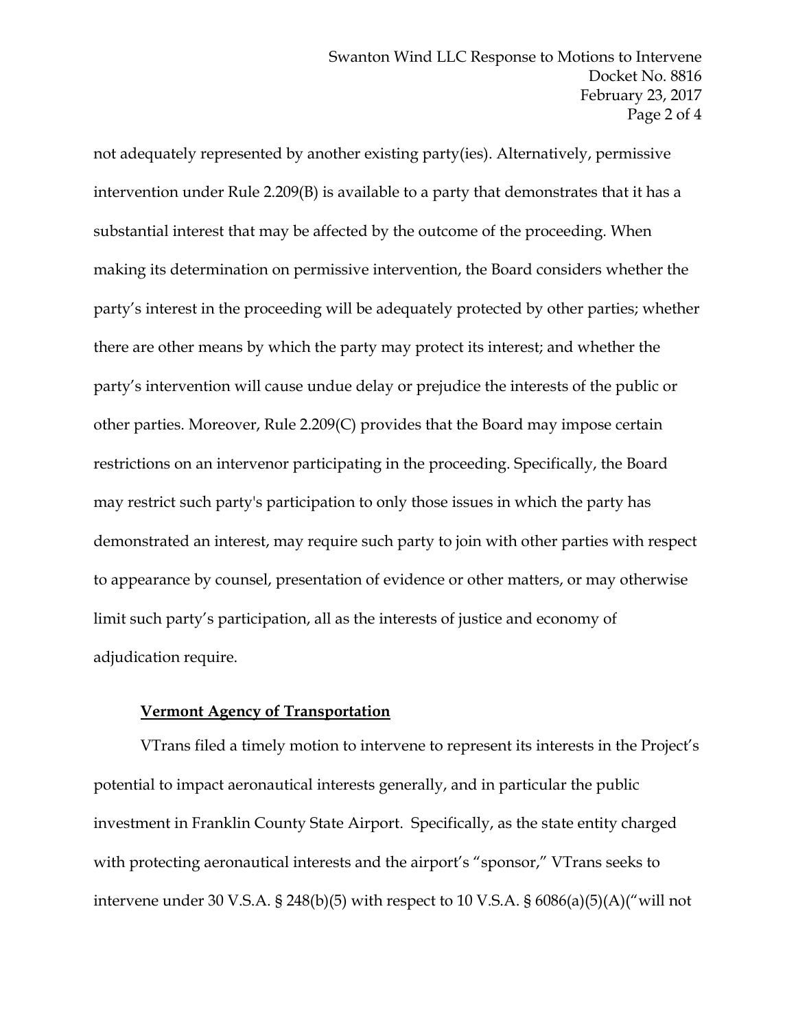not adequately represented by another existing party(ies). Alternatively, permissive intervention under Rule 2.209(B) is available to a party that demonstrates that it has a substantial interest that may be affected by the outcome of the proceeding. When making its determination on permissive intervention, the Board considers whether the party's interest in the proceeding will be adequately protected by other parties; whether there are other means by which the party may protect its interest; and whether the party's intervention will cause undue delay or prejudice the interests of the public or other parties. Moreover, Rule 2.209(C) provides that the Board may impose certain restrictions on an intervenor participating in the proceeding. Specifically, the Board may restrict such party's participation to only those issues in which the party has demonstrated an interest, may require such party to join with other parties with respect to appearance by counsel, presentation of evidence or other matters, or may otherwise limit such party's participation, all as the interests of justice and economy of adjudication require.

**Vermont Agency of Transportation**

VTrans filed a timely motion to intervene to represent its interests in the Project's potential to impact aeronautical interests generally, and in particular the public investment in Franklin County State Airport. Specifically, as the state entity charged with protecting aeronautical interests and the airport's "sponsor," VTrans seeks to intervene under 30 V.S.A. § 248(b)(5) with respect to 10 V.S.A. § 6086(a)(5)(A)("will not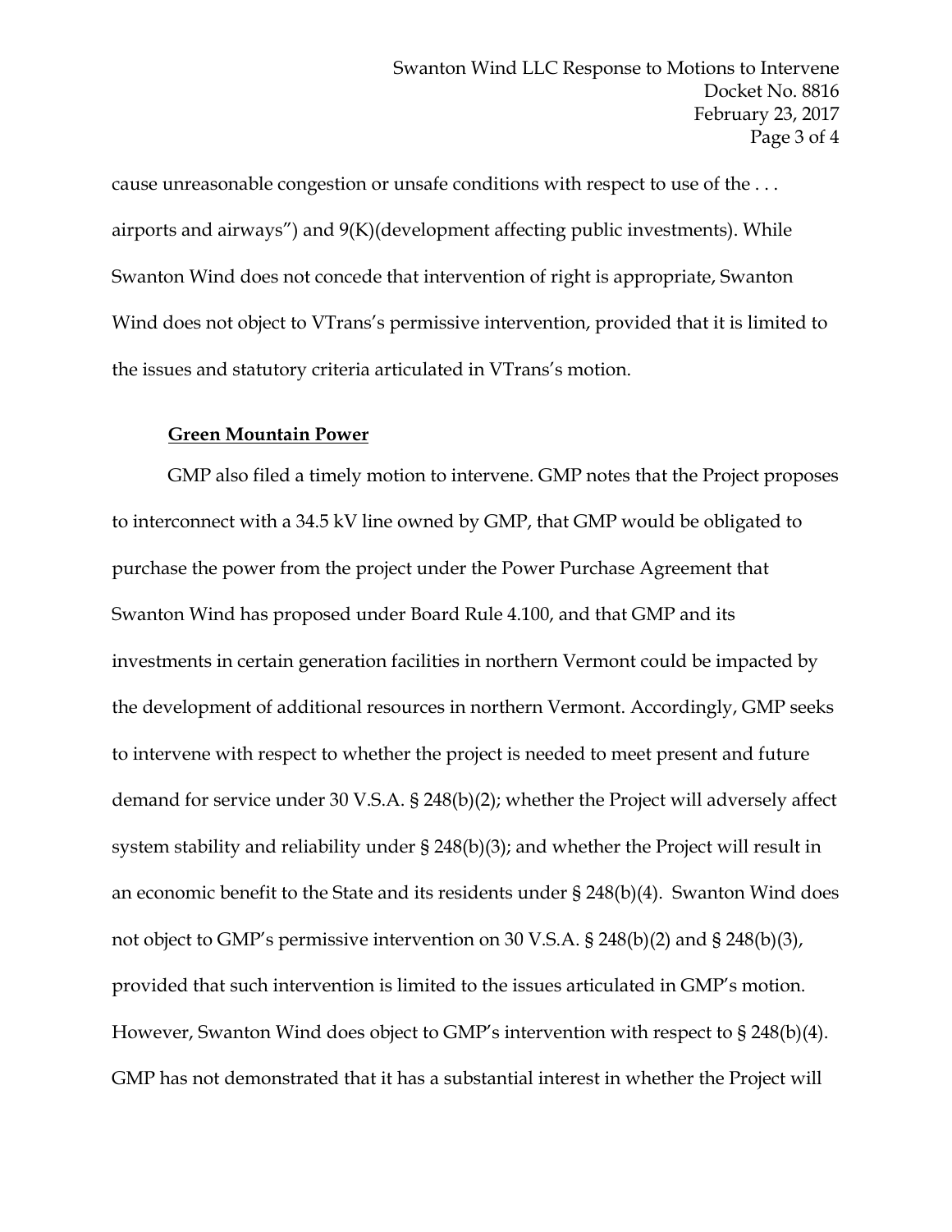cause unreasonable congestion or unsafe conditions with respect to use of the . . . airports and airways") and 9(K)(development affecting public investments). While Swanton Wind does not concede that intervention of right is appropriate, Swanton Wind does not object to VTrans's permissive intervention, provided that it is limited to the issues and statutory criteria articulated in VTrans's motion.

**Green Mountain Power**

GMP also filed a timely motion to intervene. GMP notes that the Project proposes to interconnect with a 34.5 kV line owned by GMP, that GMP would be obligated to purchase the power from the project under the Power Purchase Agreement that Swanton Wind has proposed under Board Rule 4.100, and that GMP and its investments in certain generation facilities in northern Vermont could be impacted by the development of additional resources in northern Vermont. Accordingly, GMP seeks to intervene with respect to whether the project is needed to meet present and future demand for service under 30 V.S.A. § 248(b)(2); whether the Project will adversely affect system stability and reliability under § 248(b)(3); and whether the Project will result in an economic benefit to the State and its residents under § 248(b)(4). Swanton Wind does not object to GMP's permissive intervention on 30 V.S.A. § 248(b)(2) and § 248(b)(3), provided that such intervention is limited to the issues articulated in GMP's motion. However, Swanton Wind does object to GMP's intervention with respect to § 248(b)(4). GMP has not demonstrated that it has a substantial interest in whether the Project will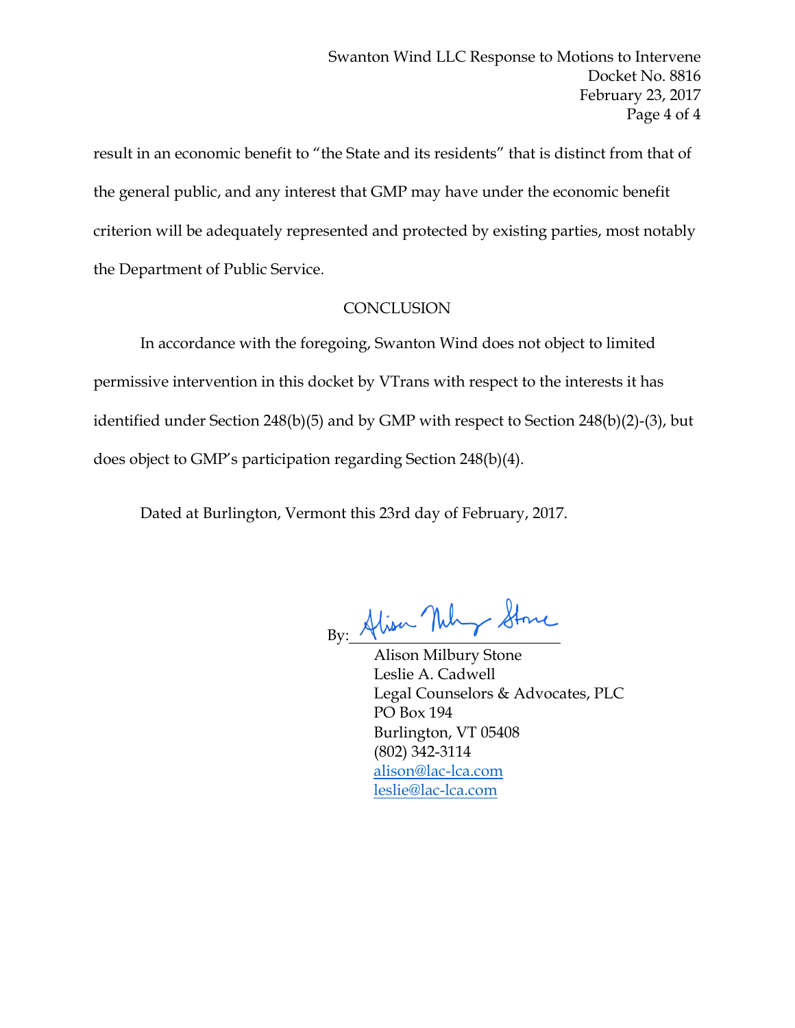result in an economic benefit to "the State and its residents" that is distinct from that of the general public, and any interest that GMP may have under the economic benefit criterion will be adequately represented and protected by existing parties, most notably the Department of Public Service.

## CONCLUSION

In accordance with the foregoing, Swanton Wind does not object to limited permissive intervention in this docket by VTrans with respect to the interests it has identified under Section 248(b)(5) and by GMP with respect to Section 248(b)(2)-(3), but does object to GMP's participation regarding Section 248(b)(4).

Dated at Burlington, Vermont this 23rd day of February, 2017.

By: Alison Milbury Stone

Alison Milbury Stone
Leslie A. Cadwell
Legal Counselors & Advocates, PLC
PO Box 194
Burlington, VT 05408
(802) 342-3114
alison@lac-lca.com
leslie@lac-lca.com